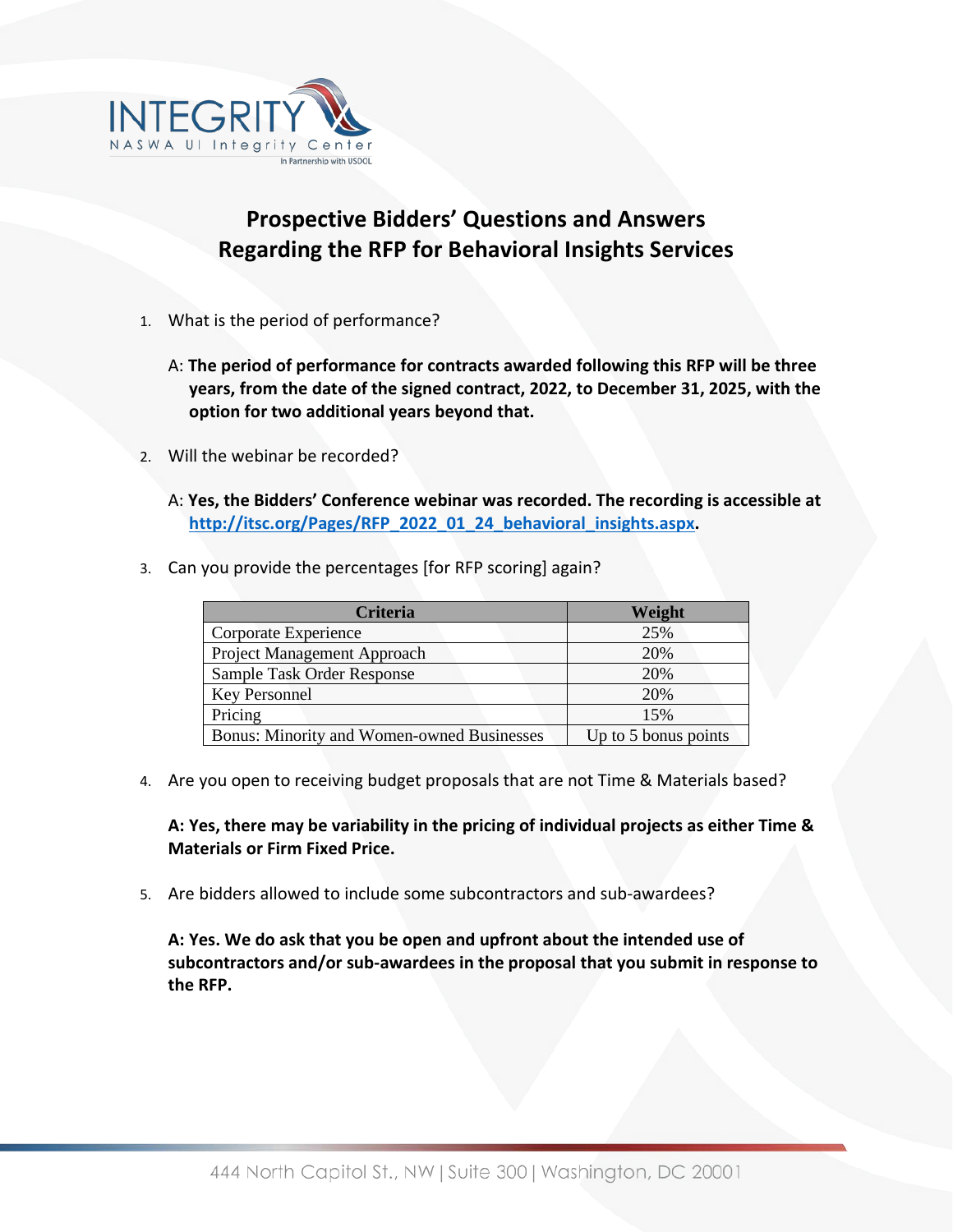# Prospective Bidders' Questions and Answers Regarding the RFP for Behavioral Insights Services

1. What is the period of performance?

   A: **The period of performance for contracts awarded following this RFP will be three years, from the date of the signed contract, 2022, to December 31, 2025, with the option for two additional years beyond that.**

2. Will the webinar be recorded?

   A: **Yes, the Bidders' Conference webinar was recorded. The recording is accessible at [http://itsc.org/Pages/RFP_2022_01_24_behavioral_insights.aspx](http://itsc.org/Pages/RFP_2022_01_24_behavioral_insights.aspx).**

3. Can you provide the percentages [for RFP scoring] again?

| Criteria | Weight |
| --- | --- |
| Corporate Experience | 25% |
| Project Management Approach | 20% |
| Sample Task Order Response | 20% |
| Key Personnel | 20% |
| Pricing | 15% |
| Bonus: Minority and Women-owned Businesses | Up to 5 bonus points |

4. Are you open to receiving budget proposals that are not Time & Materials based?

   **A: Yes, there may be variability in the pricing of individual projects as either Time & Materials or Firm Fixed Price.**

5. Are bidders allowed to include some subcontractors and sub-awardees?

   **A: Yes. We do ask that you be open and upfront about the intended use of subcontractors and/or sub-awardees in the proposal that you submit in response to the RFP.**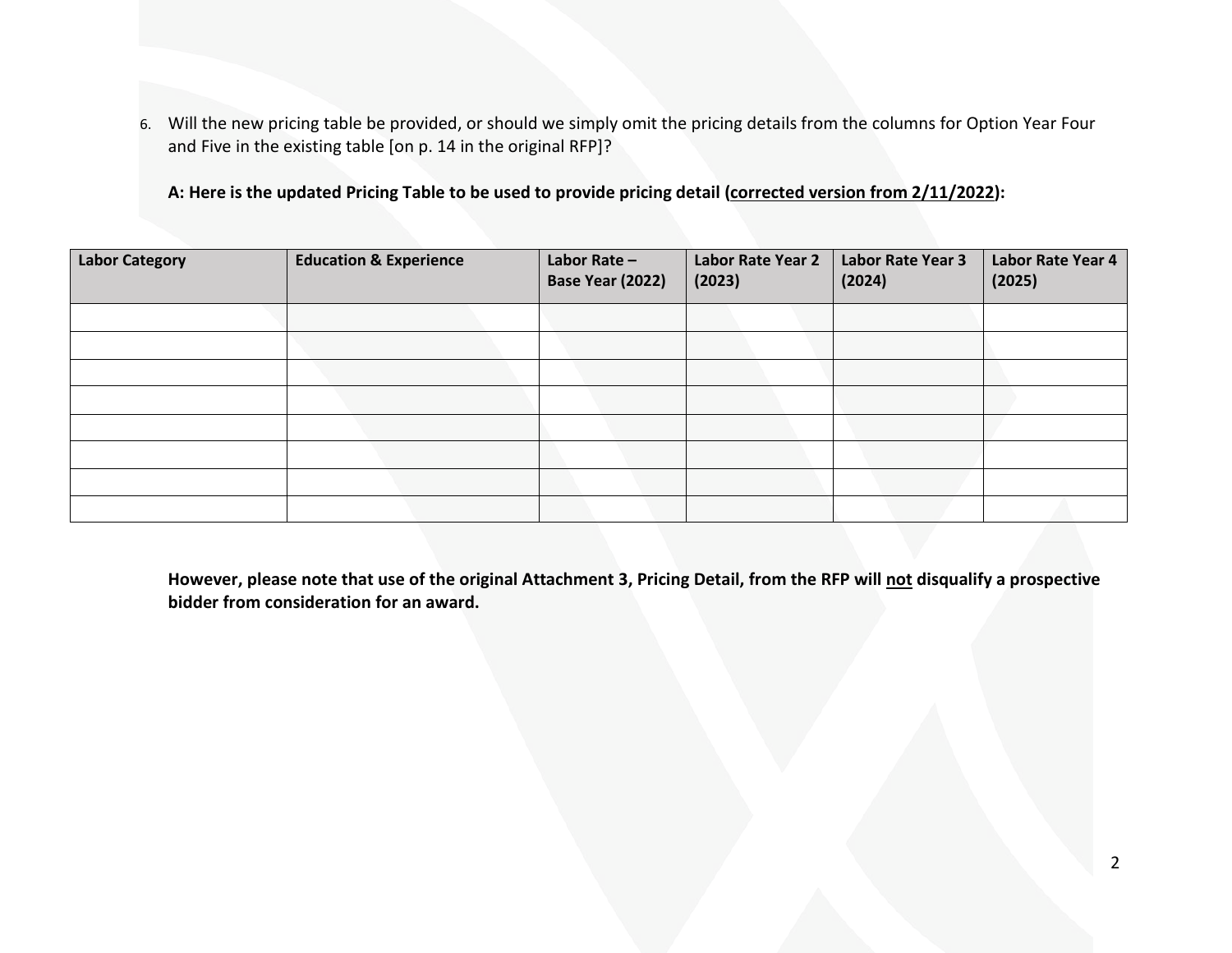6. Will the new pricing table be provided, or should we simply omit the pricing details from the columns for Option Year Four and Five in the existing table [on p. 14 in the original RFP]?

**A: Here is the updated Pricing Table to be used to provide pricing detail (<u>corrected version from 2/11/2022</u>):**

| Labor Category | Education & Experience | Labor Rate – Base Year (2022) | Labor Rate Year 2 (2023) | Labor Rate Year 3 (2024) | Labor Rate Year 4 (2025) |
|---|---|---|---|---|---|
| | | | | | |
| | | | | | |
| | | | | | |
| | | | | | |
| | | | | | |
| | | | | | |
| | | | | | |
| | | | | | |

**However, please note that use of the original Attachment 3, Pricing Detail, from the RFP will <u>not</u> disqualify a prospective bidder from consideration for an award.**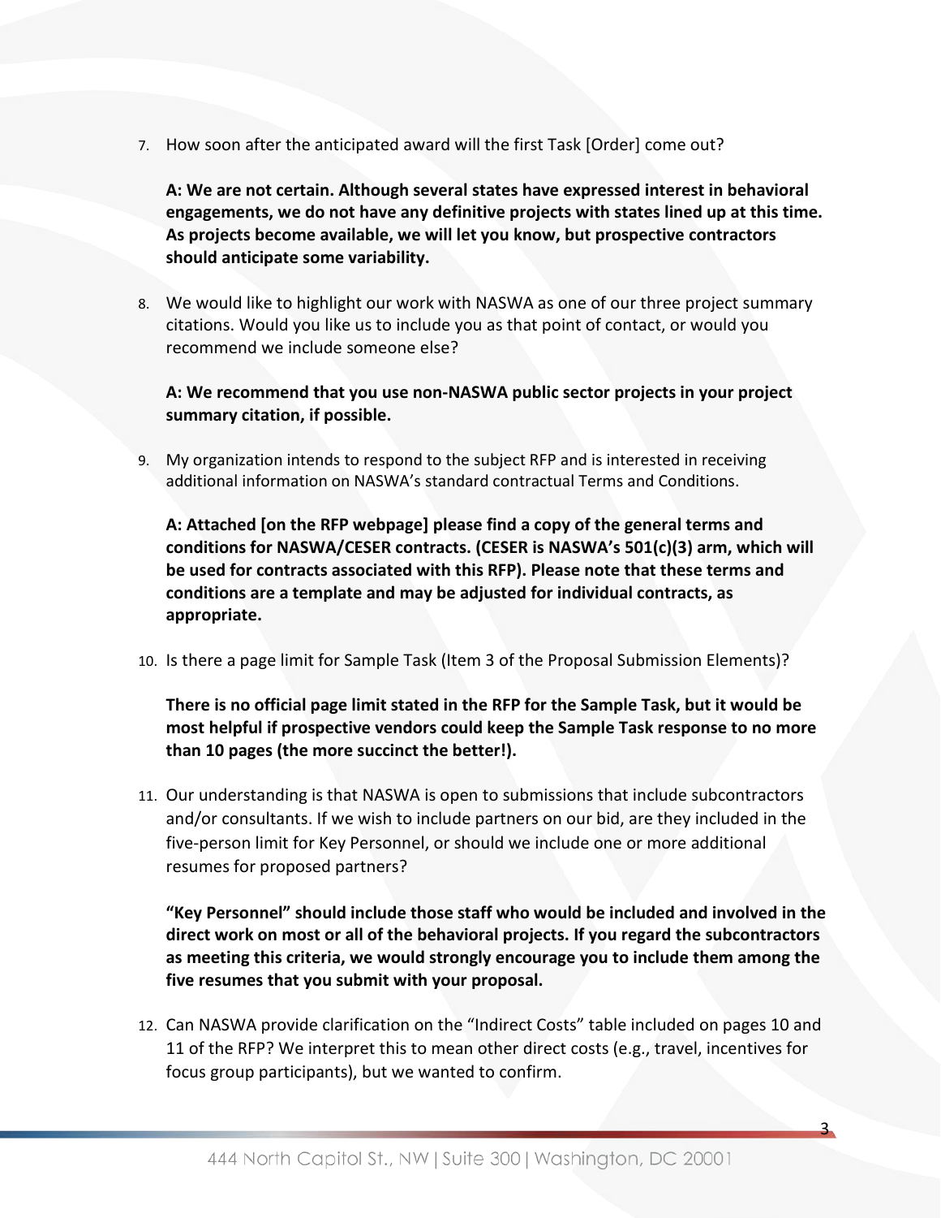7. How soon after the anticipated award will the first Task [Order] come out?

   **A: We are not certain. Although several states have expressed interest in behavioral engagements, we do not have any definitive projects with states lined up at this time. As projects become available, we will let you know, but prospective contractors should anticipate some variability.**

8. We would like to highlight our work with NASWA as one of our three project summary citations. Would you like us to include you as that point of contact, or would you recommend we include someone else?

   **A: We recommend that you use non-NASWA public sector projects in your project summary citation, if possible.**

9. My organization intends to respond to the subject RFP and is interested in receiving additional information on NASWA's standard contractual Terms and Conditions.

   **A: Attached [on the RFP webpage] please find a copy of the general terms and conditions for NASWA/CESER contracts. (CESER is NASWA's 501(c)(3) arm, which will be used for contracts associated with this RFP). Please note that these terms and conditions are a template and may be adjusted for individual contracts, as appropriate.**

10. Is there a page limit for Sample Task (Item 3 of the Proposal Submission Elements)?

    **There is no official page limit stated in the RFP for the Sample Task, but it would be most helpful if prospective vendors could keep the Sample Task response to no more than 10 pages (the more succinct the better!).**

11. Our understanding is that NASWA is open to submissions that include subcontractors and/or consultants. If we wish to include partners on our bid, are they included in the five-person limit for Key Personnel, or should we include one or more additional resumes for proposed partners?

    **"Key Personnel" should include those staff who would be included and involved in the direct work on most or all of the behavioral projects. If you regard the subcontractors as meeting this criteria, we would strongly encourage you to include them among the five resumes that you submit with your proposal.**

12. Can NASWA provide clarification on the "Indirect Costs" table included on pages 10 and 11 of the RFP? We interpret this to mean other direct costs (e.g., travel, incentives for focus group participants), but we wanted to confirm.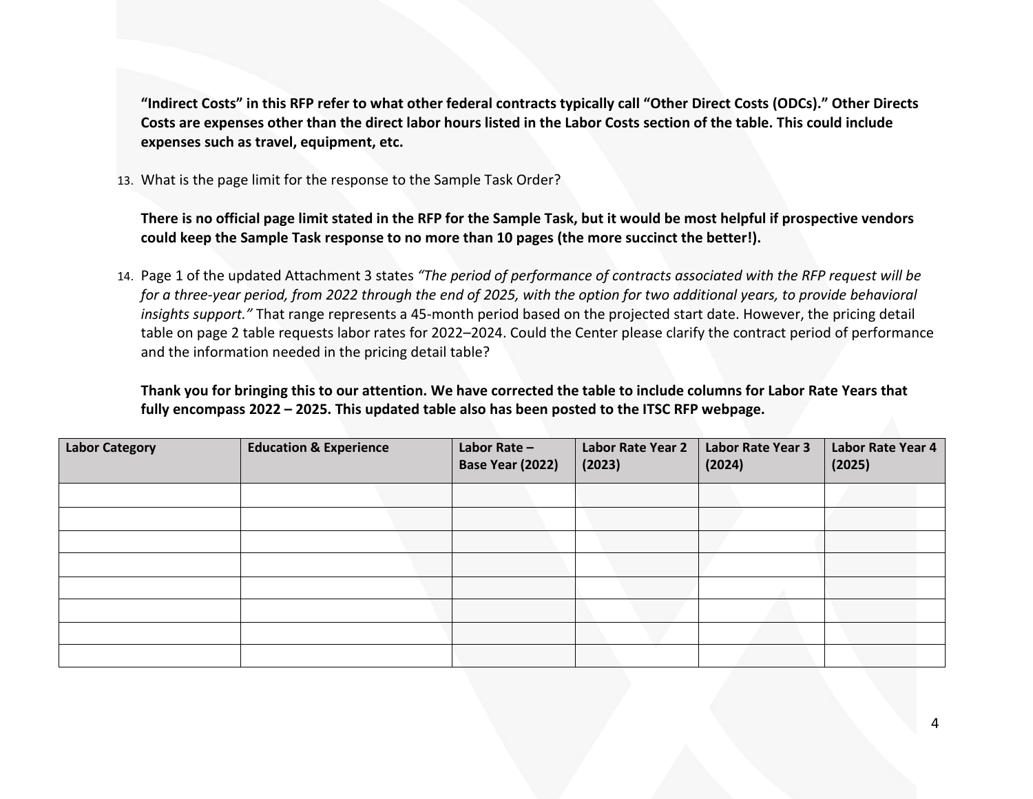**"Indirect Costs" in this RFP refer to what other federal contracts typically call "Other Direct Costs (ODCs)." Other Directs Costs are expenses other than the direct labor hours listed in the Labor Costs section of the table. This could include expenses such as travel, equipment, etc.**

13. What is the page limit for the response to the Sample Task Order?

    **There is no official page limit stated in the RFP for the Sample Task, but it would be most helpful if prospective vendors could keep the Sample Task response to no more than 10 pages (the more succinct the better!).**

14. Page 1 of the updated Attachment 3 states *"The period of performance of contracts associated with the RFP request will be for a three-year period, from 2022 through the end of 2025, with the option for two additional years, to provide behavioral insights support."* That range represents a 45-month period based on the projected start date. However, the pricing detail table on page 2 table requests labor rates for 2022–2024. Could the Center please clarify the contract period of performance and the information needed in the pricing detail table?

    **Thank you for bringing this to our attention. We have corrected the table to include columns for Labor Rate Years that fully encompass 2022 – 2025. This updated table also has been posted to the ITSC RFP webpage.**

| Labor Category | Education & Experience | Labor Rate – Base Year (2022) | Labor Rate Year 2 (2023) | Labor Rate Year 3 (2024) | Labor Rate Year 4 (2025) |
|---|---|---|---|---|---|
| | | | | | |
| | | | | | |
| | | | | | |
| | | | | | |
| | | | | | |
| | | | | | |
| | | | | | |
| | | | | | |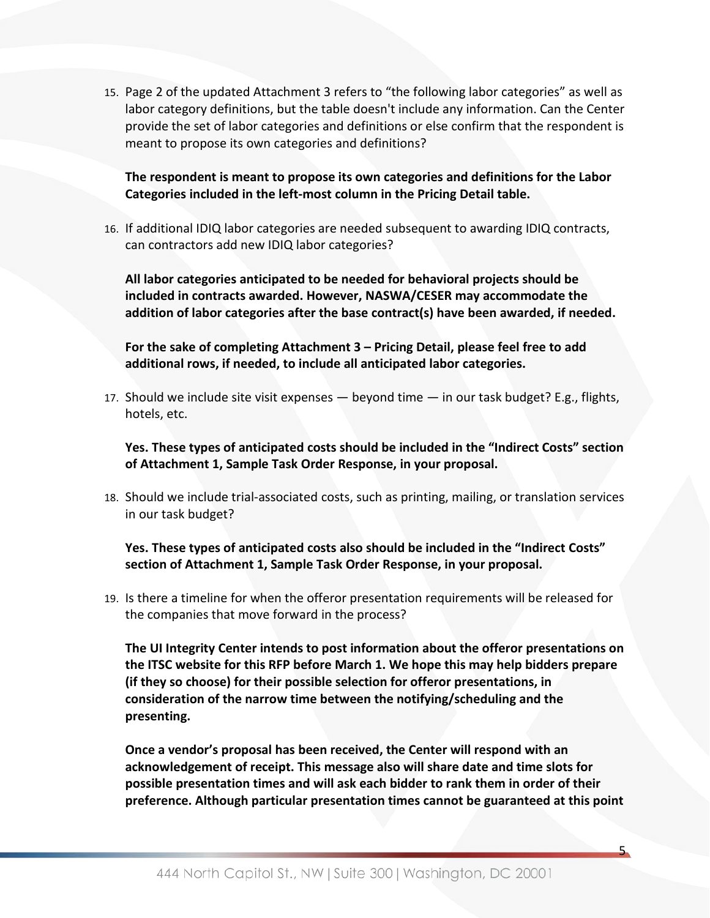15. Page 2 of the updated Attachment 3 refers to “the following labor categories” as well as labor category definitions, but the table doesn't include any information. Can the Center provide the set of labor categories and definitions or else confirm that the respondent is meant to propose its own categories and definitions?

    **The respondent is meant to propose its own categories and definitions for the Labor Categories included in the left-most column in the Pricing Detail table.**

16. If additional IDIQ labor categories are needed subsequent to awarding IDIQ contracts, can contractors add new IDIQ labor categories?

    **All labor categories anticipated to be needed for behavioral projects should be included in contracts awarded. However, NASWA/CESER may accommodate the addition of labor categories after the base contract(s) have been awarded, if needed.**

    **For the sake of completing Attachment 3 – Pricing Detail, please feel free to add additional rows, if needed, to include all anticipated labor categories.**

17. Should we include site visit expenses — beyond time — in our task budget? E.g., flights, hotels, etc.

    **Yes. These types of anticipated costs should be included in the “Indirect Costs” section of Attachment 1, Sample Task Order Response, in your proposal.**

18. Should we include trial-associated costs, such as printing, mailing, or translation services in our task budget?

    **Yes. These types of anticipated costs also should be included in the “Indirect Costs” section of Attachment 1, Sample Task Order Response, in your proposal.**

19. Is there a timeline for when the offeror presentation requirements will be released for the companies that move forward in the process?

    **The UI Integrity Center intends to post information about the offeror presentations on the ITSC website for this RFP before March 1. We hope this may help bidders prepare (if they so choose) for their possible selection for offeror presentations, in consideration of the narrow time between the notifying/scheduling and the presenting.**

    **Once a vendor’s proposal has been received, the Center will respond with an acknowledgement of receipt. This message also will share date and time slots for possible presentation times and will ask each bidder to rank them in order of their preference. Although particular presentation times cannot be guaranteed at this point**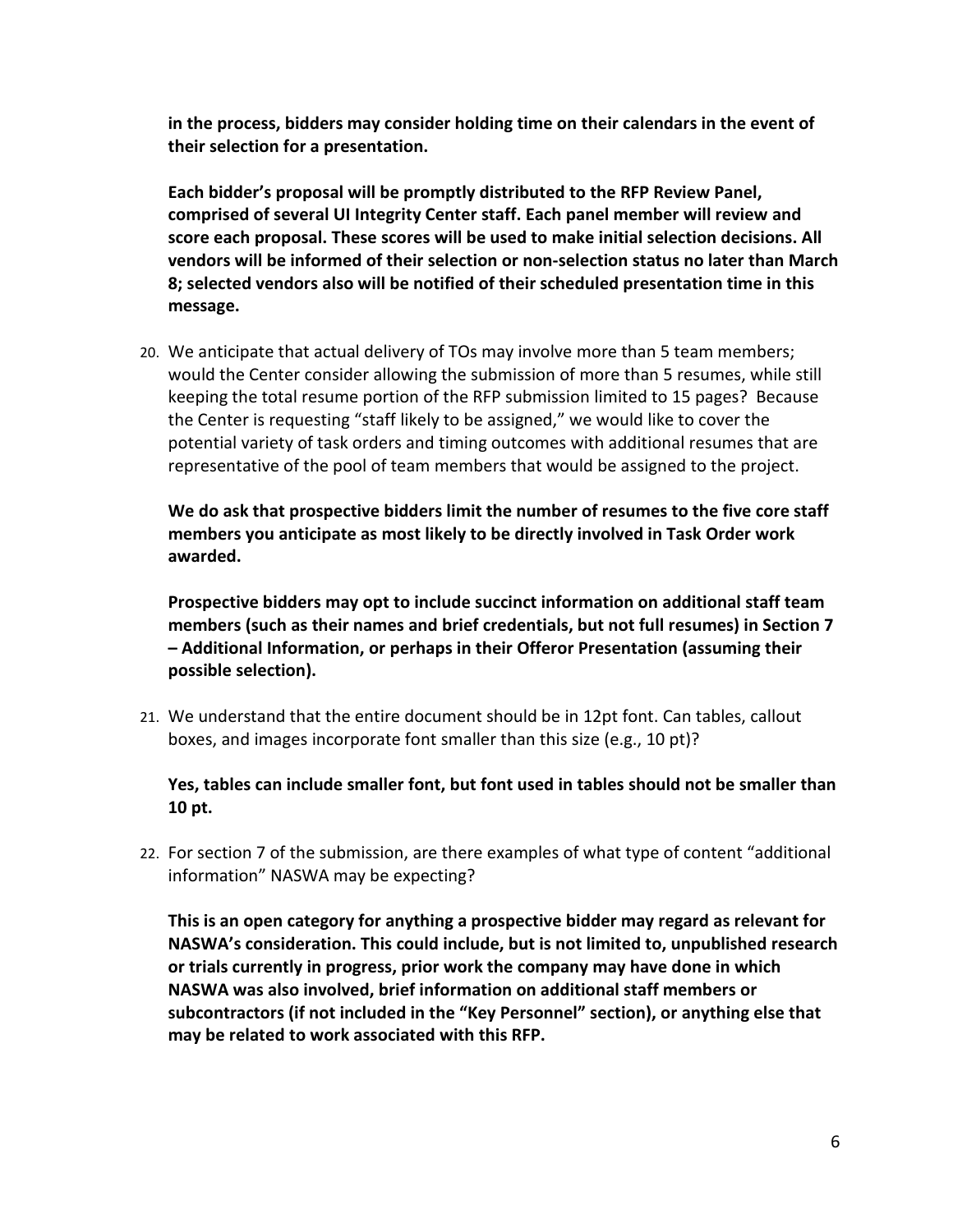**in the process, bidders may consider holding time on their calendars in the event of their selection for a presentation.**

**Each bidder's proposal will be promptly distributed to the RFP Review Panel, comprised of several UI Integrity Center staff. Each panel member will review and score each proposal. These scores will be used to make initial selection decisions. All vendors will be informed of their selection or non-selection status no later than March 8; selected vendors also will be notified of their scheduled presentation time in this message.**

20. We anticipate that actual delivery of TOs may involve more than 5 team members; would the Center consider allowing the submission of more than 5 resumes, while still keeping the total resume portion of the RFP submission limited to 15 pages? Because the Center is requesting "staff likely to be assigned," we would like to cover the potential variety of task orders and timing outcomes with additional resumes that are representative of the pool of team members that would be assigned to the project.

    **We do ask that prospective bidders limit the number of resumes to the five core staff members you anticipate as most likely to be directly involved in Task Order work awarded.**

    **Prospective bidders may opt to include succinct information on additional staff team members (such as their names and brief credentials, but not full resumes) in Section 7 – Additional Information, or perhaps in their Offeror Presentation (assuming their possible selection).**

21. We understand that the entire document should be in 12pt font. Can tables, callout boxes, and images incorporate font smaller than this size (e.g., 10 pt)?

    **Yes, tables can include smaller font, but font used in tables should not be smaller than 10 pt.**

22. For section 7 of the submission, are there examples of what type of content "additional information" NASWA may be expecting?

    **This is an open category for anything a prospective bidder may regard as relevant for NASWA's consideration. This could include, but is not limited to, unpublished research or trials currently in progress, prior work the company may have done in which NASWA was also involved, brief information on additional staff members or subcontractors (if not included in the "Key Personnel" section), or anything else that may be related to work associated with this RFP.**